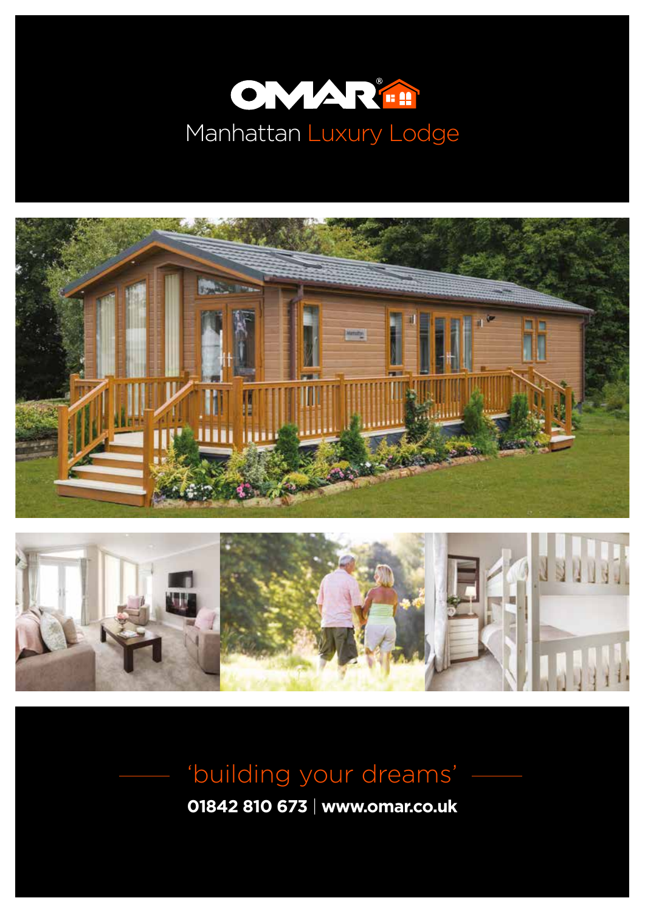# OMAR®

## Manhattan Luxury Lodge

'building your dreams'

**01842 810 673** | **www.omar.co.uk**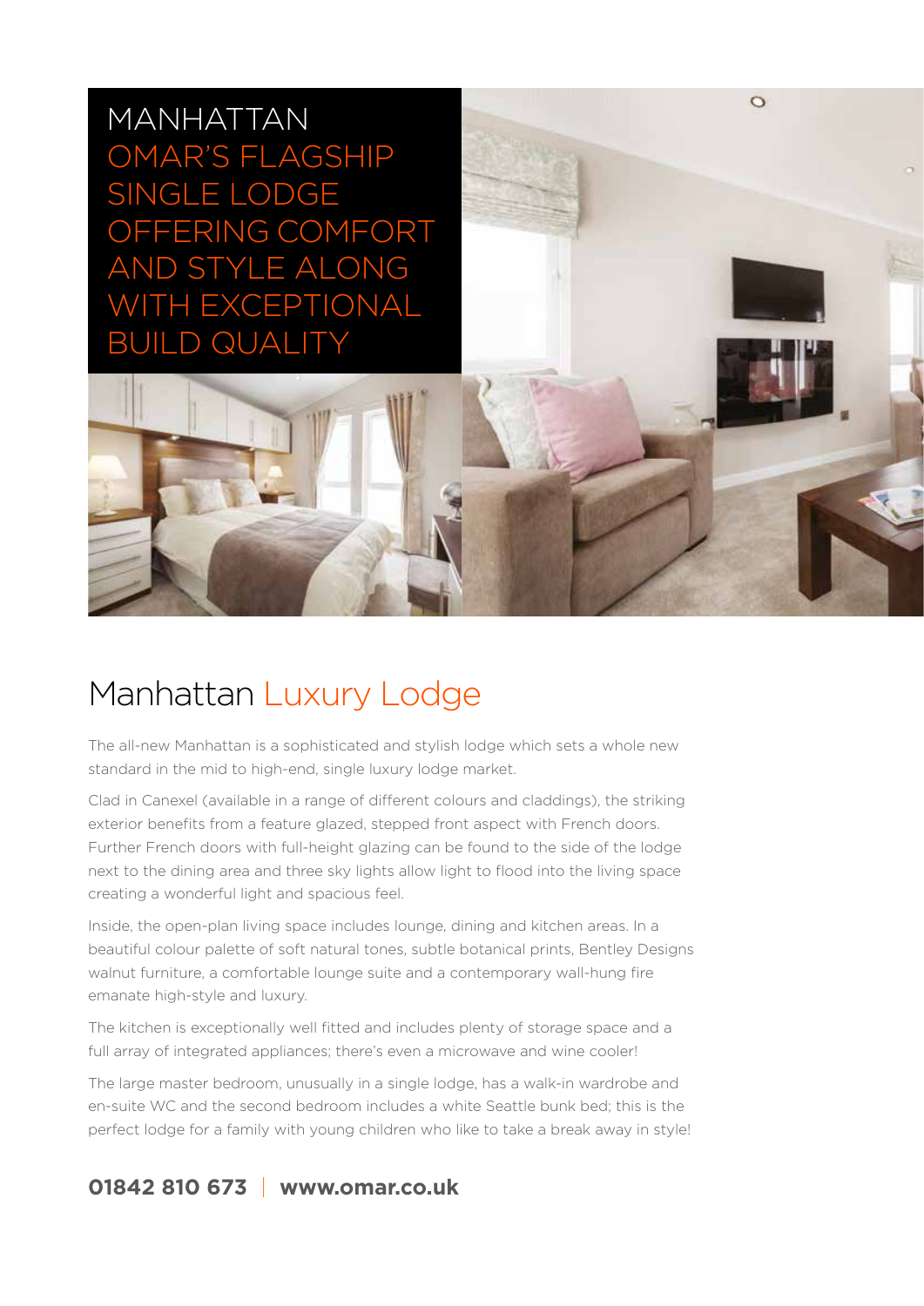# MANHATTAN

## OMAR'S FLAGSHIP SINGLE LODGE OFFERING COMFORT AND STYLE ALONG WITH EXCEPTIONAL BUILD QUALITY

## Manhattan Luxury Lodge

The all-new Manhattan is a sophisticated and stylish lodge which sets a whole new standard in the mid to high-end, single luxury lodge market.

Clad in Canexel (available in a range of different colours and claddings), the striking exterior benefits from a feature glazed, stepped front aspect with French doors. Further French doors with full-height glazing can be found to the side of the lodge next to the dining area and three sky lights allow light to flood into the living space creating a wonderful light and spacious feel.

Inside, the open-plan living space includes lounge, dining and kitchen areas. In a beautiful colour palette of soft natural tones, subtle botanical prints, Bentley Designs walnut furniture, a comfortable lounge suite and a contemporary wall-hung fire emanate high-style and luxury.

The kitchen is exceptionally well fitted and includes plenty of storage space and a full array of integrated appliances; there's even a microwave and wine cooler!

The large master bedroom, unusually in a single lodge, has a walk-in wardrobe and en-suite WC and the second bedroom includes a white Seattle bunk bed; this is the perfect lodge for a family with young children who like to take a break away in style!

**01842 810 673 | www.omar.co.uk**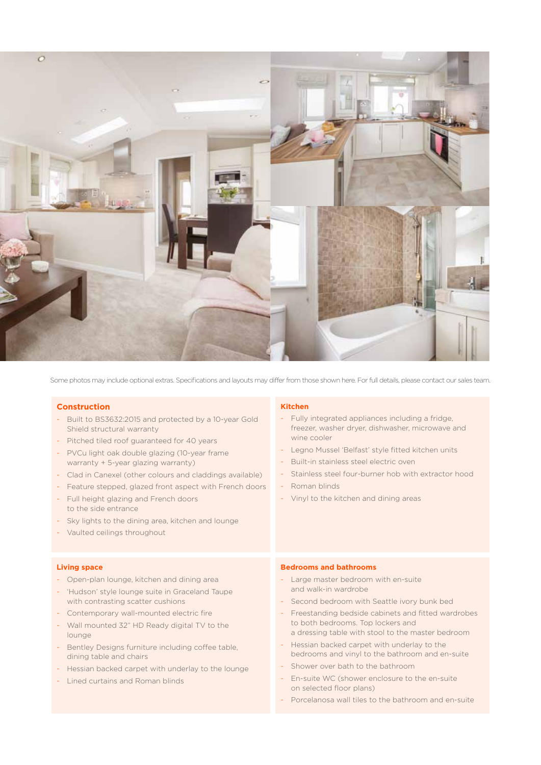Some photos may include optional extras. Specifications and layouts may differ from those shown here. For full details, please contact our sales team.

## Construction

- Built to BS3632:2015 and protected by a 10-year Gold Shield structural warranty
- Pitched tiled roof guaranteed for 40 years
- PVCu light oak double glazing (10-year frame warranty + 5-year glazing warranty)
- Clad in Canexel (other colours and claddings available)
- Feature stepped, glazed front aspect with French doors
- Full height glazing and French doors to the side entrance
- Sky lights to the dining area, kitchen and lounge
- Vaulted ceilings throughout

## Kitchen

- Fully integrated appliances including a fridge, freezer, washer dryer, dishwasher, microwave and wine cooler
- Legno Mussel 'Belfast' style fitted kitchen units
- Built-in stainless steel electric oven
- Stainless steel four-burner hob with extractor hood
- Roman blinds
- Vinyl to the kitchen and dining areas

## Living space

- Open-plan lounge, kitchen and dining area
- 'Hudson' style lounge suite in Graceland Taupe with contrasting scatter cushions
- Contemporary wall-mounted electric fire
- Wall mounted 32" HD Ready digital TV to the lounge
- Bentley Designs furniture including coffee table, dining table and chairs
- Hessian backed carpet with underlay to the lounge
- Lined curtains and Roman blinds

## Bedrooms and bathrooms

- Large master bedroom with en-suite and walk-in wardrobe
- Second bedroom with Seattle ivory bunk bed
- Freestanding bedside cabinets and fitted wardrobes to both bedrooms. Top lockers and a dressing table with stool to the master bedroom
- Hessian backed carpet with underlay to the bedrooms and vinyl to the bathroom and en-suite
- Shower over bath to the bathroom
- En-suite WC (shower enclosure to the en-suite on selected floor plans)
- Porcelanosa wall tiles to the bathroom and en-suite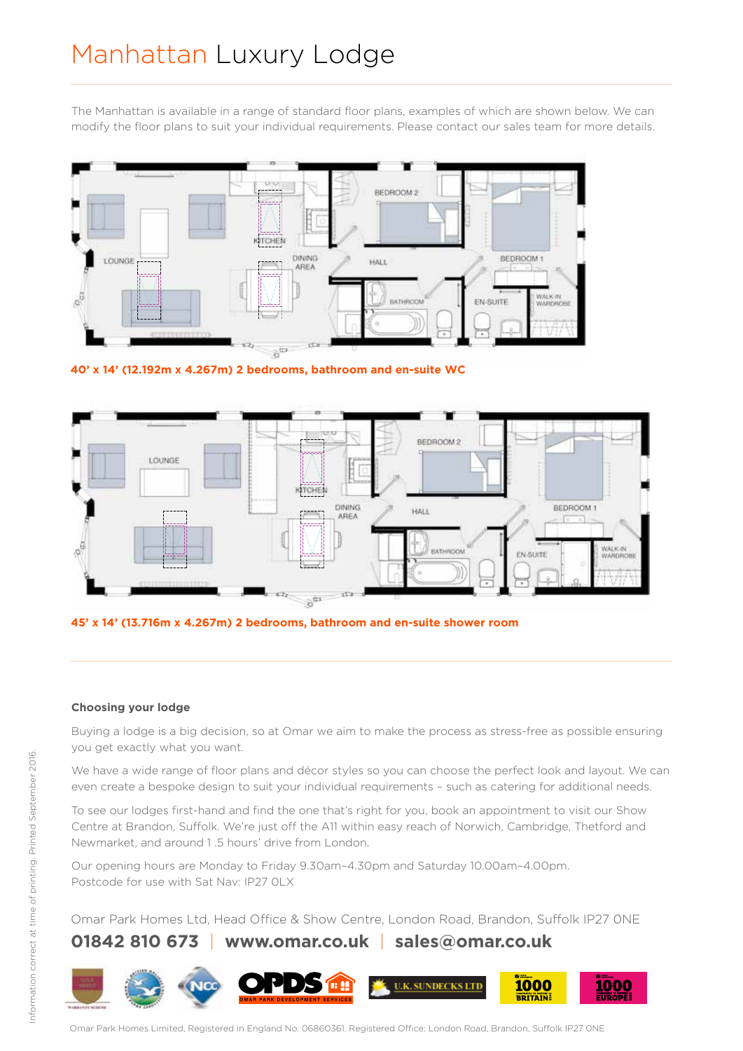# Manhattan Luxury Lodge

The Manhattan is available in a range of standard floor plans, examples of which are shown below. We can modify the floor plans to suit your individual requirements. Please contact our sales team for more details.

LOUNGE
KITCHEN
DINING AREA
HALL
BEDROOM 2
BEDROOM 1
BATHROOM
EN-SUITE
WALK-IN WARDROBE

**40' x 14' (12.192m x 4.267m) 2 bedrooms, bathroom and en-suite WC**

LOUNGE
KITCHEN
DINING AREA
HALL
BEDROOM 2
BEDROOM 1
BATHROOM
EN-SUITE
WALK-IN WARDROBE

**45' x 14' (13.716m x 4.267m) 2 bedrooms, bathroom and en-suite shower room**

### Choosing your lodge

Buying a lodge is a big decision, so at Omar we aim to make the process as stress-free as possible ensuring you get exactly what you want.

We have a wide range of floor plans and décor styles so you can choose the perfect look and layout. We can even create a bespoke design to suit your individual requirements – such as catering for additional needs.

To see our lodges first-hand and find the one that's right for you, book an appointment to visit our Show Centre at Brandon, Suffolk. We're just off the A11 within easy reach of Norwich, Cambridge, Thetford and Newmarket, and around 1.5 hours' drive from London.

Our opening hours are Monday to Friday 9.30am–4.30pm and Saturday 10.00am–4.00pm.
Postcode for use with Sat Nav: IP27 0LX

Omar Park Homes Ltd, Head Office & Show Centre, London Road, Brandon, Suffolk IP27 0NE

**01842 810 673 | www.omar.co.uk | sales@omar.co.uk**

Information correct at time of printing. Printed September 2016.

Omar Park Homes Limited, Registered in England No. 06860361. Registered Office: London Road, Brandon, Suffolk IP27 0NE